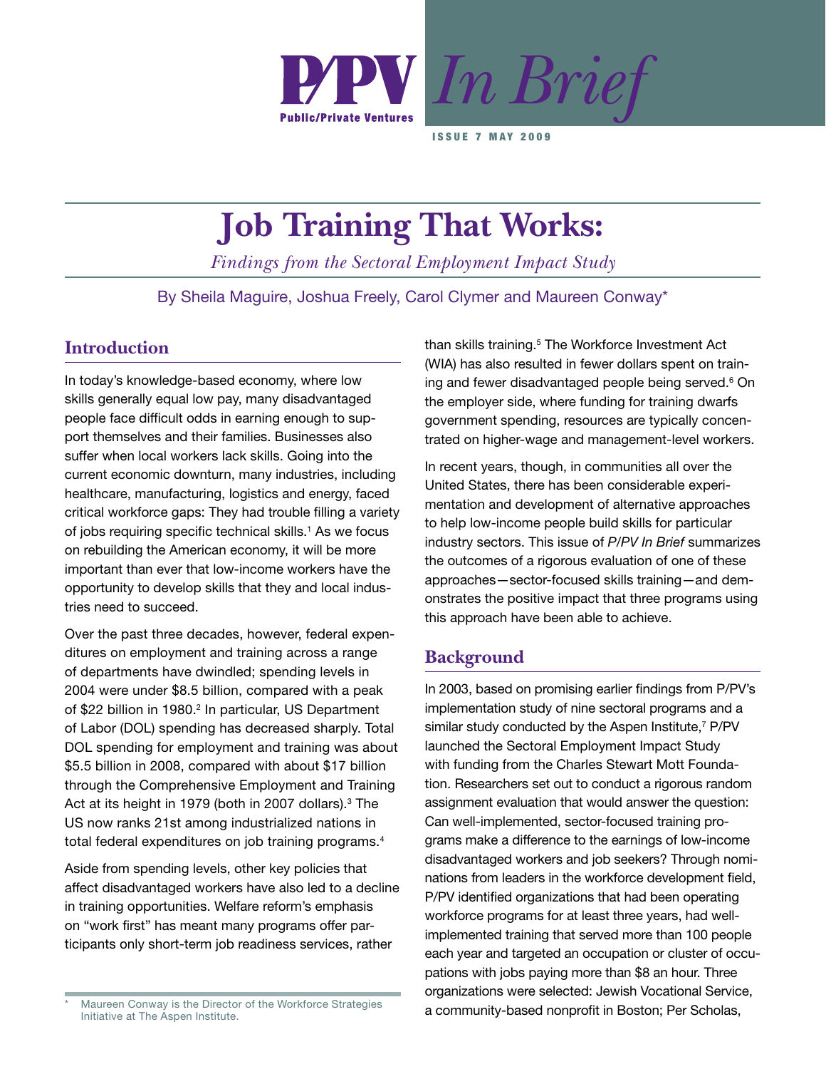P/PV Public/Private Ventures *In Brief*

ISSUE 7 MAY 2009

# Job Training That Works:

*Findings from the Sectoral Employment Impact Study*

By Sheila Maguire, Joshua Freely, Carol Clymer and Maureen Conway*

## Introduction

In today's knowledge-based economy, where low skills generally equal low pay, many disadvantaged people face difficult odds in earning enough to support themselves and their families. Businesses also suffer when local workers lack skills. Going into the current economic downturn, many industries, including healthcare, manufacturing, logistics and energy, faced critical workforce gaps: They had trouble filling a variety of jobs requiring specific technical skills.[1] As we focus on rebuilding the American economy, it will be more important than ever that low-income workers have the opportunity to develop skills that they and local industries need to succeed.

Over the past three decades, however, federal expenditures on employment and training across a range of departments have dwindled; spending levels in 2004 were under $8.5 billion, compared with a peak of $22 billion in 1980.[2] In particular, US Department of Labor (DOL) spending has decreased sharply. Total DOL spending for employment and training was about $5.5 billion in 2008, compared with about $17 billion through the Comprehensive Employment and Training Act at its height in 1979 (both in 2007 dollars).[3] The US now ranks 21st among industrialized nations in total federal expenditures on job training programs.[4]

Aside from spending levels, other key policies that affect disadvantaged workers have also led to a decline in training opportunities. Welfare reform's emphasis on "work first" has meant many programs offer participants only short-term job readiness services, rather than skills training.[5] The Workforce Investment Act (WIA) has also resulted in fewer dollars spent on training and fewer disadvantaged people being served.[6] On the employer side, where funding for training dwarfs government spending, resources are typically concentrated on higher-wage and management-level workers.

In recent years, though, in communities all over the United States, there has been considerable experimentation and development of alternative approaches to help low-income people build skills for particular industry sectors. This issue of *P/PV In Brief* summarizes the outcomes of a rigorous evaluation of one of these approaches—sector-focused skills training—and demonstrates the positive impact that three programs using this approach have been able to achieve.

## Background

In 2003, based on promising earlier findings from P/PV's implementation study of nine sectoral programs and a similar study conducted by the Aspen Institute,[7] P/PV launched the Sectoral Employment Impact Study with funding from the Charles Stewart Mott Foundation. Researchers set out to conduct a rigorous random assignment evaluation that would answer the question: Can well-implemented, sector-focused training programs make a difference to the earnings of low-income disadvantaged workers and job seekers? Through nominations from leaders in the workforce development field, P/PV identified organizations that had been operating workforce programs for at least three years, had well-implemented training that served more than 100 people each year and targeted an occupation or cluster of occupations with jobs paying more than $8 an hour. Three organizations were selected: Jewish Vocational Service, a community-based nonprofit in Boston; Per Scholas,

\* Maureen Conway is the Director of the Workforce Strategies Initiative at The Aspen Institute.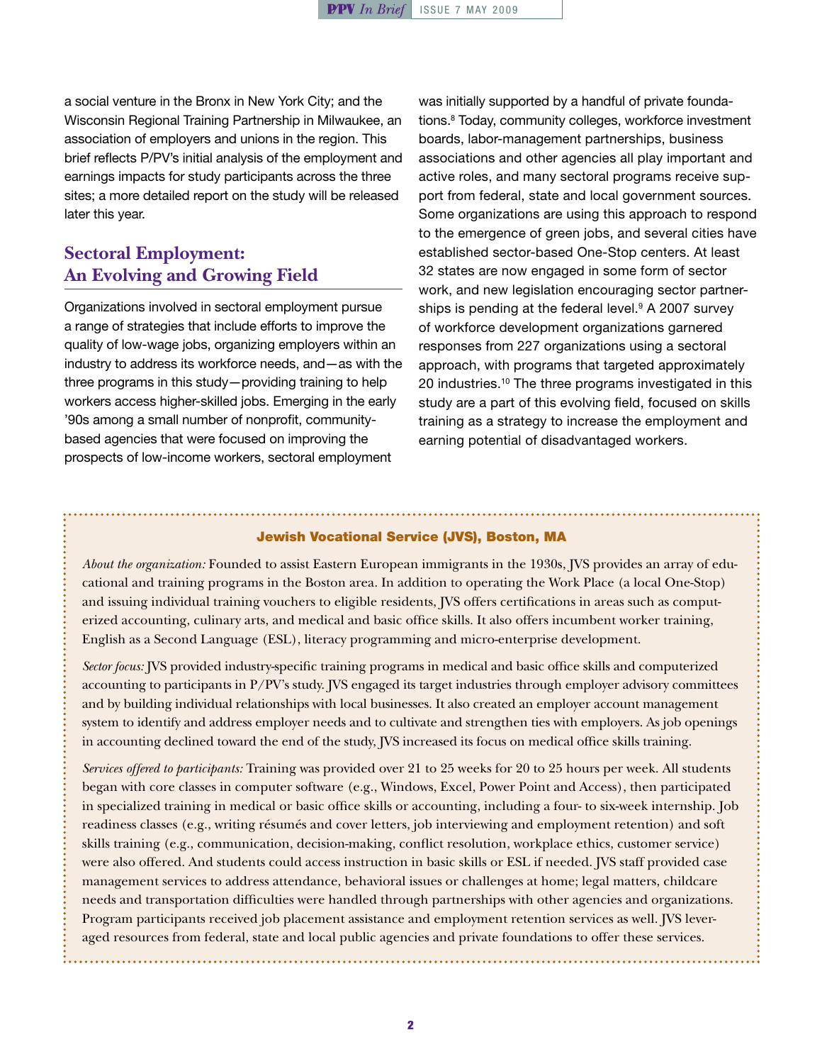a social venture in the Bronx in New York City; and the Wisconsin Regional Training Partnership in Milwaukee, an association of employers and unions in the region. This brief reflects P/PV's initial analysis of the employment and earnings impacts for study participants across the three sites; a more detailed report on the study will be released later this year.

## Sectoral Employment: An Evolving and Growing Field

Organizations involved in sectoral employment pursue a range of strategies that include efforts to improve the quality of low-wage jobs, organizing employers within an industry to address its workforce needs, and—as with the three programs in this study—providing training to help workers access higher-skilled jobs. Emerging in the early '90s among a small number of nonprofit, community-based agencies that were focused on improving the prospects of low-income workers, sectoral employment was initially supported by a handful of private foundations.[8] Today, community colleges, workforce investment boards, labor-management partnerships, business associations and other agencies all play important and active roles, and many sectoral programs receive support from federal, state and local government sources. Some organizations are using this approach to respond to the emergence of green jobs, and several cities have established sector-based One-Stop centers. At least 32 states are now engaged in some form of sector work, and new legislation encouraging sector partnerships is pending at the federal level.[9] A 2007 survey of workforce development organizations garnered responses from 227 organizations using a sectoral approach, with programs that targeted approximately 20 industries.[10] The three programs investigated in this study are a part of this evolving field, focused on skills training as a strategy to increase the employment and earning potential of disadvantaged workers.

### Jewish Vocational Service (JVS), Boston, MA

*About the organization:* Founded to assist Eastern European immigrants in the 1930s, JVS provides an array of educational and training programs in the Boston area. In addition to operating the Work Place (a local One-Stop) and issuing individual training vouchers to eligible residents, JVS offers certifications in areas such as computerized accounting, culinary arts, and medical and basic office skills. It also offers incumbent worker training, English as a Second Language (ESL), literacy programming and micro-enterprise development.

*Sector focus:* JVS provided industry-specific training programs in medical and basic office skills and computerized accounting to participants in P/PV's study. JVS engaged its target industries through employer advisory committees and by building individual relationships with local businesses. It also created an employer account management system to identify and address employer needs and to cultivate and strengthen ties with employers. As job openings in accounting declined toward the end of the study, JVS increased its focus on medical office skills training.

*Services offered to participants:* Training was provided over 21 to 25 weeks for 20 to 25 hours per week. All students began with core classes in computer software (e.g., Windows, Excel, Power Point and Access), then participated in specialized training in medical or basic office skills or accounting, including a four- to six-week internship. Job readiness classes (e.g., writing résumés and cover letters, job interviewing and employment retention) and soft skills training (e.g., communication, decision-making, conflict resolution, workplace ethics, customer service) were also offered. And students could access instruction in basic skills or ESL if needed. JVS staff provided case management services to address attendance, behavioral issues or challenges at home; legal matters, childcare needs and transportation difficulties were handled through partnerships with other agencies and organizations. Program participants received job placement assistance and employment retention services as well. JVS leveraged resources from federal, state and local public agencies and private foundations to offer these services.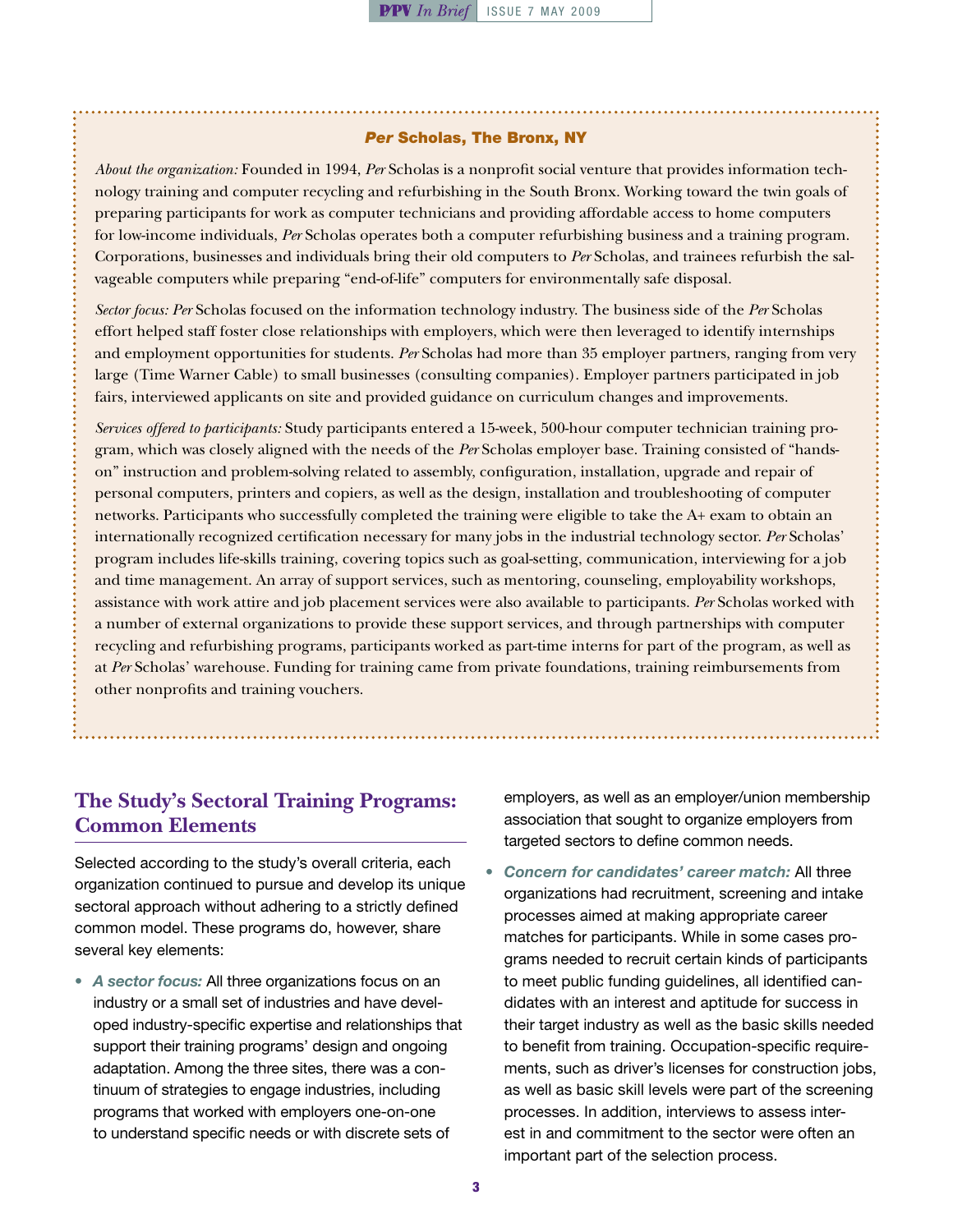### *Per* Scholas, The Bronx, NY

*About the organization:* Founded in 1994, *Per* Scholas is a nonprofit social venture that provides information technology training and computer recycling and refurbishing in the South Bronx. Working toward the twin goals of preparing participants for work as computer technicians and providing affordable access to home computers for low-income individuals, *Per* Scholas operates both a computer refurbishing business and a training program. Corporations, businesses and individuals bring their old computers to *Per* Scholas, and trainees refurbish the salvageable computers while preparing "end-of-life" computers for environmentally safe disposal.

*Sector focus:* *Per* Scholas focused on the information technology industry. The business side of the *Per* Scholas effort helped staff foster close relationships with employers, which were then leveraged to identify internships and employment opportunities for students. *Per* Scholas had more than 35 employer partners, ranging from very large (Time Warner Cable) to small businesses (consulting companies). Employer partners participated in job fairs, interviewed applicants on site and provided guidance on curriculum changes and improvements.

*Services offered to participants:* Study participants entered a 15-week, 500-hour computer technician training program, which was closely aligned with the needs of the *Per* Scholas employer base. Training consisted of "hands-on" instruction and problem-solving related to assembly, configuration, installation, upgrade and repair of personal computers, printers and copiers, as well as the design, installation and troubleshooting of computer networks. Participants who successfully completed the training were eligible to take the A+ exam to obtain an internationally recognized certification necessary for many jobs in the industrial technology sector. *Per* Scholas' program includes life-skills training, covering topics such as goal-setting, communication, interviewing for a job and time management. An array of support services, such as mentoring, counseling, employability workshops, assistance with work attire and job placement services were also available to participants. *Per* Scholas worked with a number of external organizations to provide these support services, and through partnerships with computer recycling and refurbishing programs, participants worked as part-time interns for part of the program, as well as at *Per* Scholas' warehouse. Funding for training came from private foundations, training reimbursements from other nonprofits and training vouchers.

## The Study's Sectoral Training Programs: Common Elements

Selected according to the study's overall criteria, each organization continued to pursue and develop its unique sectoral approach without adhering to a strictly defined common model. These programs do, however, share several key elements:

- ***A sector focus:*** All three organizations focus on an industry or a small set of industries and have developed industry-specific expertise and relationships that support their training programs' design and ongoing adaptation. Among the three sites, there was a continuum of strategies to engage industries, including programs that worked with employers one-on-one to understand specific needs or with discrete sets of employers, as well as an employer/union membership association that sought to organize employers from targeted sectors to define common needs.
- ***Concern for candidates' career match:*** All three organizations had recruitment, screening and intake processes aimed at making appropriate career matches for participants. While in some cases programs needed to recruit certain kinds of participants to meet public funding guidelines, all identified candidates with an interest and aptitude for success in their target industry as well as the basic skills needed to benefit from training. Occupation-specific requirements, such as driver's licenses for construction jobs, as well as basic skill levels were part of the screening processes. In addition, interviews to assess interest in and commitment to the sector were often an important part of the selection process.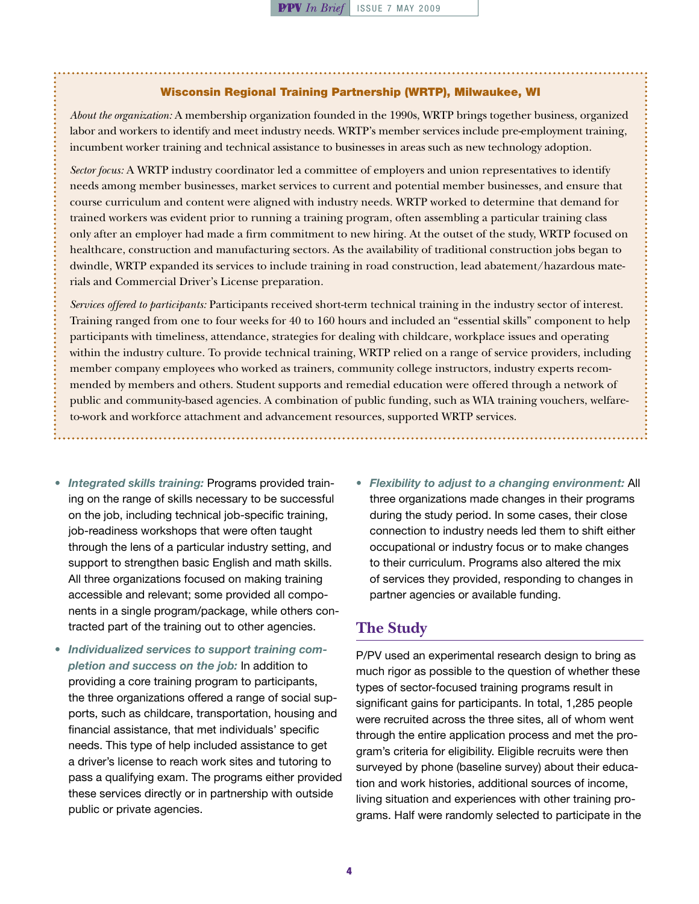### Wisconsin Regional Training Partnership (WRTP), Milwaukee, WI

*About the organization:* A membership organization founded in the 1990s, WRTP brings together business, organized labor and workers to identify and meet industry needs. WRTP's member services include pre-employment training, incumbent worker training and technical assistance to businesses in areas such as new technology adoption.

*Sector focus:* A WRTP industry coordinator led a committee of employers and union representatives to identify needs among member businesses, market services to current and potential member businesses, and ensure that course curriculum and content were aligned with industry needs. WRTP worked to determine that demand for trained workers was evident prior to running a training program, often assembling a particular training class only after an employer had made a firm commitment to new hiring. At the outset of the study, WRTP focused on healthcare, construction and manufacturing sectors. As the availability of traditional construction jobs began to dwindle, WRTP expanded its services to include training in road construction, lead abatement/hazardous materials and Commercial Driver's License preparation.

*Services offered to participants:* Participants received short-term technical training in the industry sector of interest. Training ranged from one to four weeks for 40 to 160 hours and included an "essential skills" component to help participants with timeliness, attendance, strategies for dealing with childcare, workplace issues and operating within the industry culture. To provide technical training, WRTP relied on a range of service providers, including member company employees who worked as trainers, community college instructors, industry experts recommended by members and others. Student supports and remedial education were offered through a network of public and community-based agencies. A combination of public funding, such as WIA training vouchers, welfare-to-work and workforce attachment and advancement resources, supported WRTP services.

- ***Integrated skills training:*** Programs provided training on the range of skills necessary to be successful on the job, including technical job-specific training, job-readiness workshops that were often taught through the lens of a particular industry setting, and support to strengthen basic English and math skills. All three organizations focused on making training accessible and relevant; some provided all components in a single program/package, while others contracted part of the training out to other agencies.
- ***Individualized services to support training completion and success on the job:*** In addition to providing a core training program to participants, the three organizations offered a range of social supports, such as childcare, transportation, housing and financial assistance, that met individuals' specific needs. This type of help included assistance to get a driver's license to reach work sites and tutoring to pass a qualifying exam. The programs either provided these services directly or in partnership with outside public or private agencies.
- ***Flexibility to adjust to a changing environment:*** All three organizations made changes in their programs during the study period. In some cases, their close connection to industry needs led them to shift either occupational or industry focus or to make changes to their curriculum. Programs also altered the mix of services they provided, responding to changes in partner agencies or available funding.

## The Study

P/PV used an experimental research design to bring as much rigor as possible to the question of whether these types of sector-focused training programs result in significant gains for participants. In total, 1,285 people were recruited across the three sites, all of whom went through the entire application process and met the program's criteria for eligibility. Eligible recruits were then surveyed by phone (baseline survey) about their education and work histories, additional sources of income, living situation and experiences with other training programs. Half were randomly selected to participate in the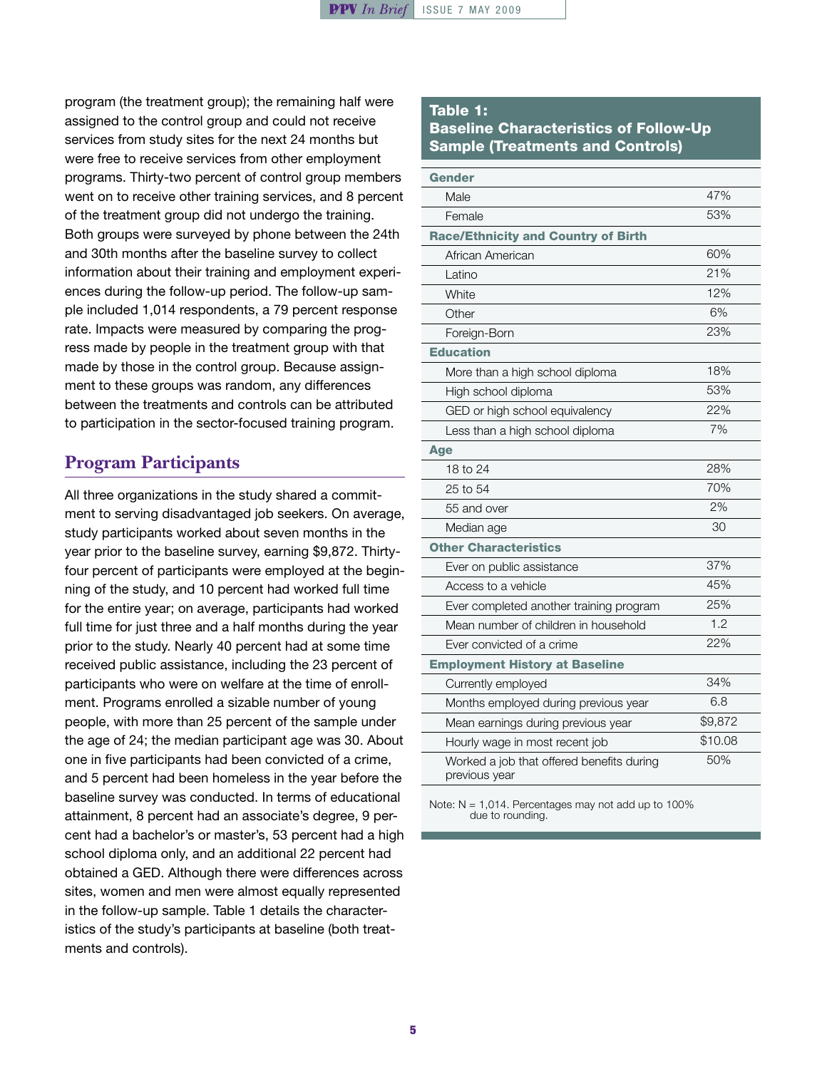program (the treatment group); the remaining half were assigned to the control group and could not receive services from study sites for the next 24 months but were free to receive services from other employment programs. Thirty-two percent of control group members went on to receive other training services, and 8 percent of the treatment group did not undergo the training. Both groups were surveyed by phone between the 24th and 30th months after the baseline survey to collect information about their training and employment experiences during the follow-up period. The follow-up sample included 1,014 respondents, a 79 percent response rate. Impacts were measured by comparing the progress made by people in the treatment group with that made by those in the control group. Because assignment to these groups was random, any differences between the treatments and controls can be attributed to participation in the sector-focused training program.

## Program Participants

All three organizations in the study shared a commitment to serving disadvantaged job seekers. On average, study participants worked about seven months in the year prior to the baseline survey, earning $9,872. Thirty-four percent of participants were employed at the beginning of the study, and 10 percent had worked full time for the entire year; on average, participants had worked full time for just three and a half months during the year prior to the study. Nearly 40 percent had at some time received public assistance, including the 23 percent of participants who were on welfare at the time of enrollment. Programs enrolled a sizable number of young people, with more than 25 percent of the sample under the age of 24; the median participant age was 30. About one in five participants had been convicted of a crime, and 5 percent had been homeless in the year before the baseline survey was conducted. In terms of educational attainment, 8 percent had an associate's degree, 9 percent had a bachelor's or master's, 53 percent had a high school diploma only, and an additional 22 percent had obtained a GED. Although there were differences across sites, women and men were almost equally represented in the follow-up sample. Table 1 details the characteristics of the study's participants at baseline (both treatments and controls).

**Table 1: Baseline Characteristics of Follow-Up Sample (Treatments and Controls)**

| | |
|---|---|
| **Gender** | |
| Male | 47% |
| Female | 53% |
| **Race/Ethnicity and Country of Birth** | |
| African American | 60% |
| Latino | 21% |
| White | 12% |
| Other | 6% |
| Foreign-Born | 23% |
| **Education** | |
| More than a high school diploma | 18% |
| High school diploma | 53% |
| GED or high school equivalency | 22% |
| Less than a high school diploma | 7% |
| **Age** | |
| 18 to 24 | 28% |
| 25 to 54 | 70% |
| 55 and over | 2% |
| Median age | 30 |
| **Other Characteristics** | |
| Ever on public assistance | 37% |
| Access to a vehicle | 45% |
| Ever completed another training program | 25% |
| Mean number of children in household | 1.2 |
| Ever convicted of a crime | 22% |
| **Employment History at Baseline** | |
| Currently employed | 34% |
| Months employed during previous year | 6.8 |
| Mean earnings during previous year | $9,872 |
| Hourly wage in most recent job | $10.08 |
| Worked a job that offered benefits during previous year | 50% |

Note: N = 1,014. Percentages may not add up to 100% due to rounding.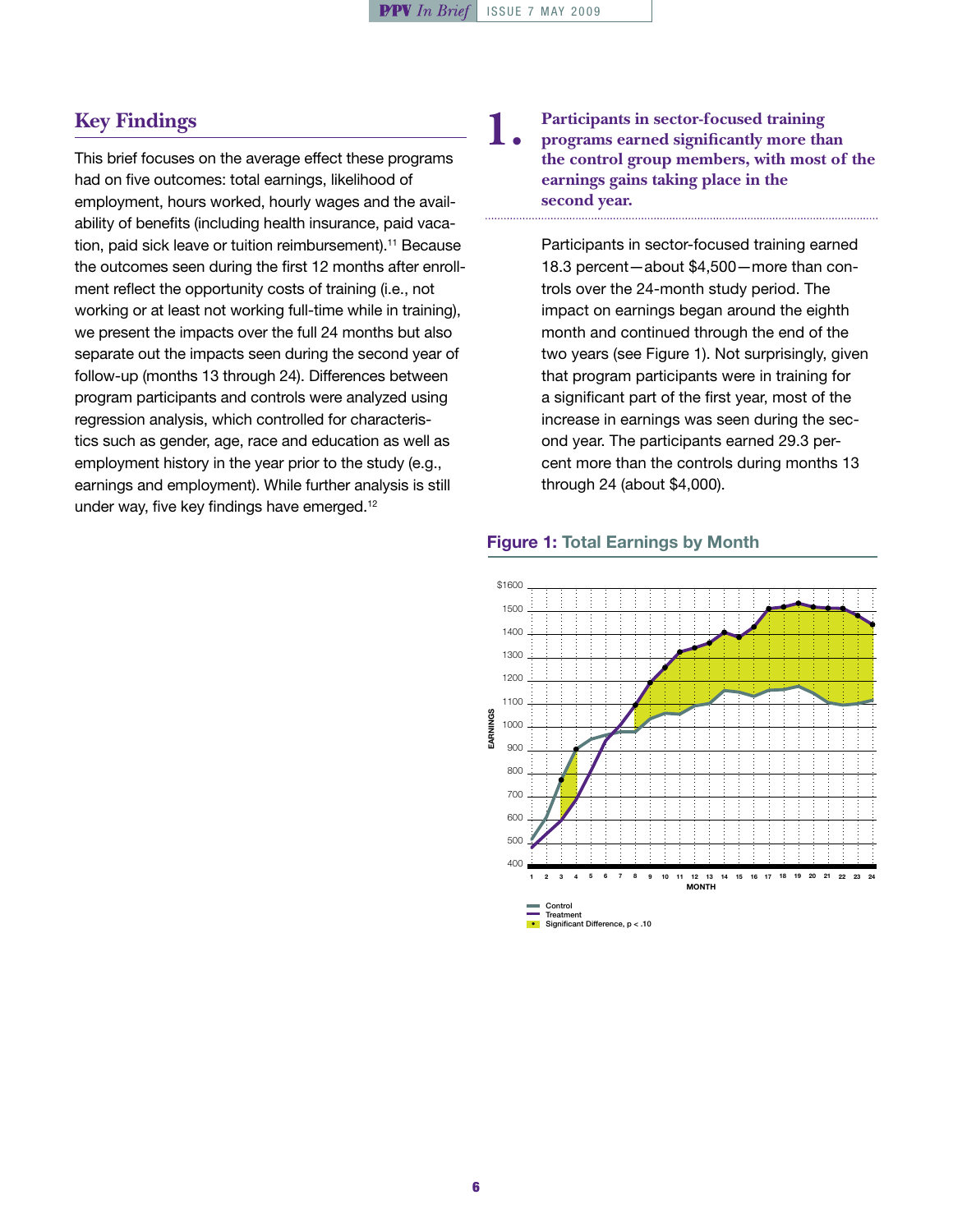## Key Findings

This brief focuses on the average effect these programs had on five outcomes: total earnings, likelihood of employment, hours worked, hourly wages and the availability of benefits (including health insurance, paid vacation, paid sick leave or tuition reimbursement).[11] Because the outcomes seen during the first 12 months after enrollment reflect the opportunity costs of training (i.e., not working or at least not working full-time while in training), we present the impacts over the full 24 months but also separate out the impacts seen during the second year of follow-up (months 13 through 24). Differences between program participants and controls were analyzed using regression analysis, which controlled for characteristics such as gender, age, race and education as well as employment history in the year prior to the study (e.g., earnings and employment). While further analysis is still under way, five key findings have emerged.[12]

### 1. Participants in sector-focused training programs earned significantly more than the control group members, with most of the earnings gains taking place in the second year.

Participants in sector-focused training earned 18.3 percent—about $4,500—more than controls over the 24-month study period. The impact on earnings began around the eighth month and continued through the end of the two years (see Figure 1). Not surprisingly, given that program participants were in training for a significant part of the first year, most of the increase in earnings was seen during the second year. The participants earned 29.3 percent more than the controls during months 13 through 24 (about $4,000).

**Figure 1: Total Earnings by Month**

Legend: Control; Treatment; Significant Difference, $p < .10$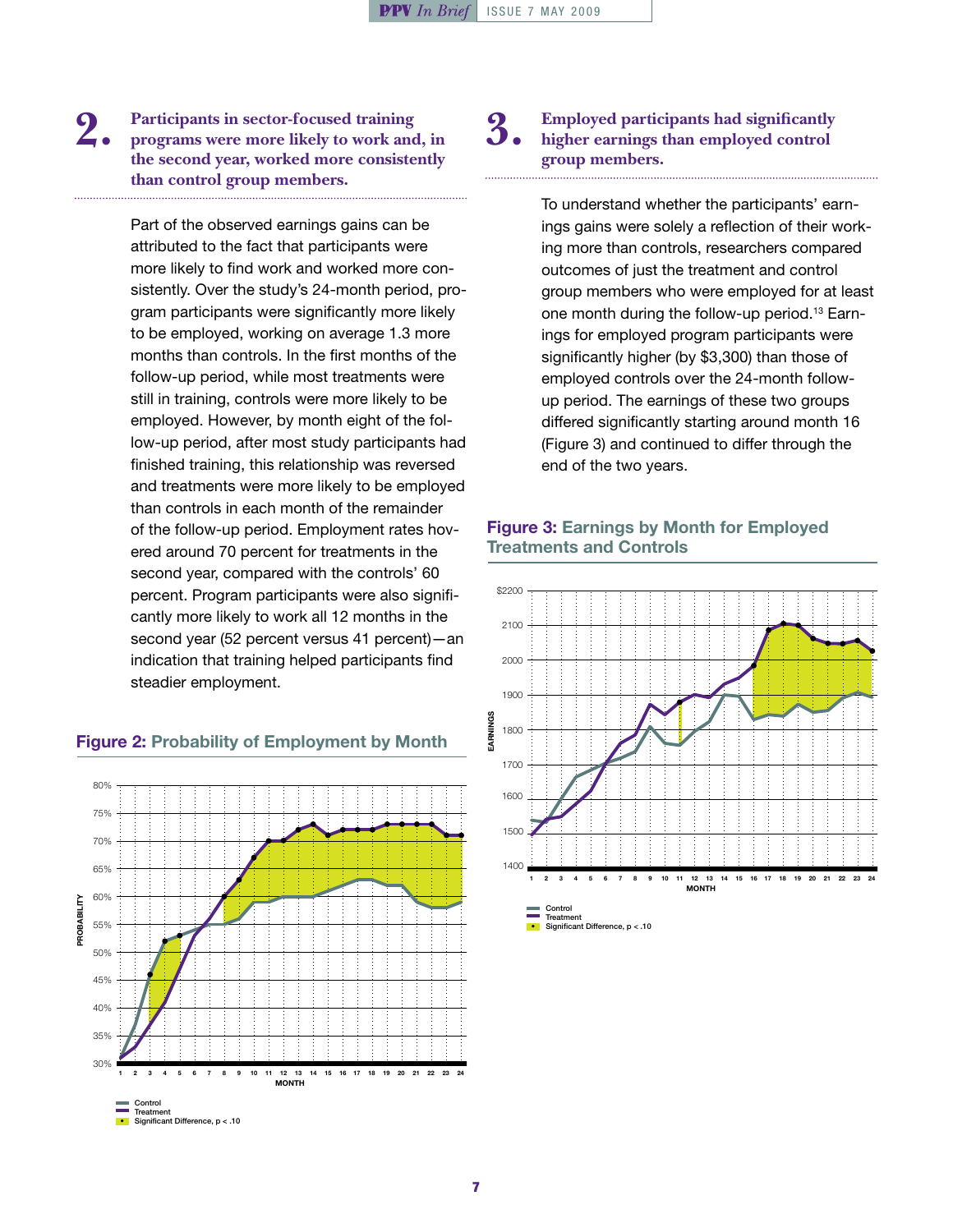## 2. Participants in sector-focused training programs were more likely to work and, in the second year, worked more consistently than control group members.

Part of the observed earnings gains can be attributed to the fact that participants were more likely to find work and worked more consistently. Over the study's 24-month period, program participants were significantly more likely to be employed, working on average 1.3 more months than controls. In the first months of the follow-up period, while most treatments were still in training, controls were more likely to be employed. However, by month eight of the follow-up period, after most study participants had finished training, this relationship was reversed and treatments were more likely to be employed than controls in each month of the remainder of the follow-up period. Employment rates hovered around 70 percent for treatments in the second year, compared with the controls' 60 percent. Program participants were also significantly more likely to work all 12 months in the second year (52 percent versus 41 percent)—an indication that training helped participants find steadier employment.

**Figure 2: Probability of Employment by Month**

Control
Treatment
Significant Difference, $p < .10$

## 3. Employed participants had significantly higher earnings than employed control group members.

To understand whether the participants' earnings gains were solely a reflection of their working more than controls, researchers compared outcomes of just the treatment and control group members who were employed for at least one month during the follow-up period.[13] Earnings for employed program participants were significantly higher (by $3,300) than those of employed controls over the 24-month follow-up period. The earnings of these two groups differed significantly starting around month 16 (Figure 3) and continued to differ through the end of the two years.

**Figure 3: Earnings by Month for Employed Treatments and Controls**

Control
Treatment
Significant Difference, $p < .10$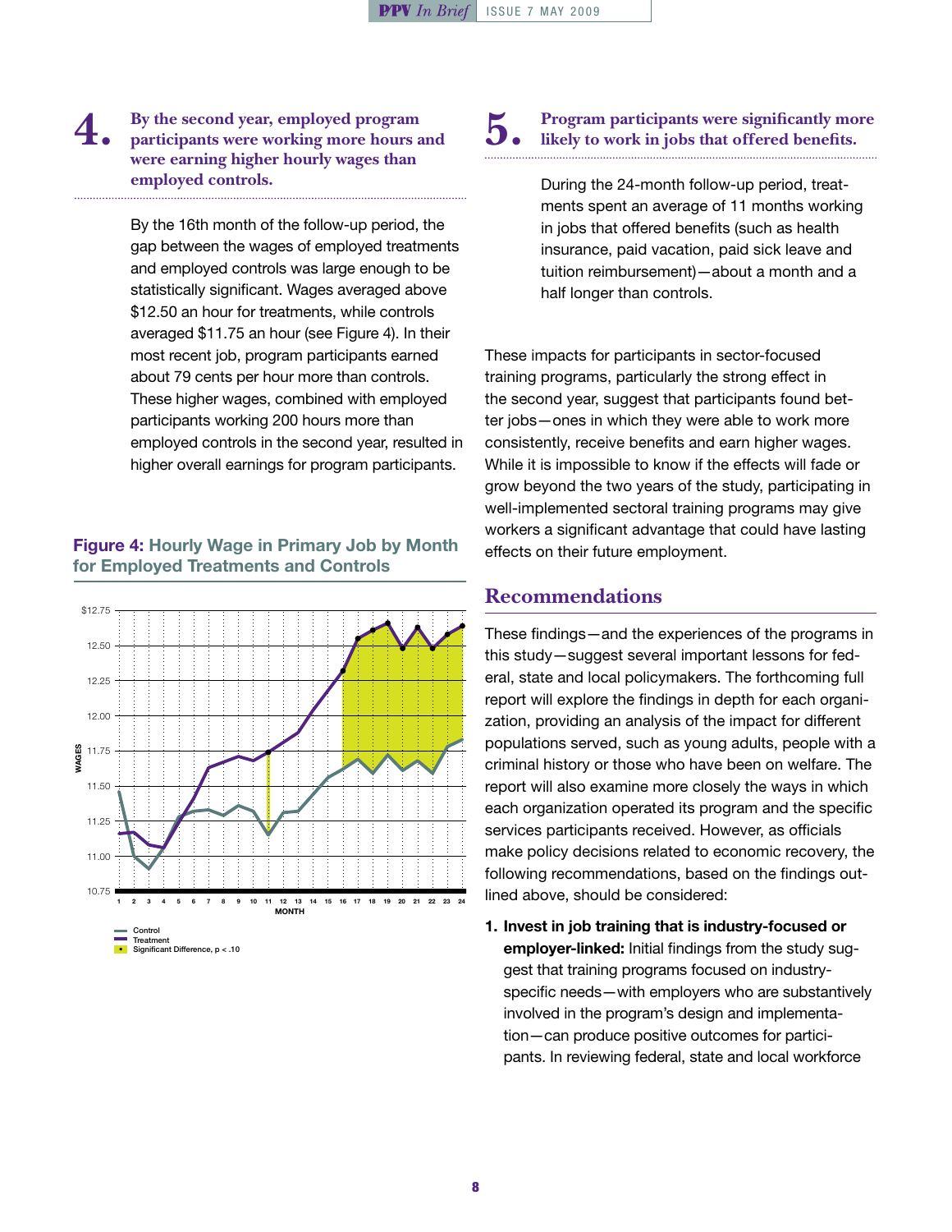## 4. By the second year, employed program participants were working more hours and were earning higher hourly wages than employed controls.

By the 16th month of the follow-up period, the gap between the wages of employed treatments and employed controls was large enough to be statistically significant. Wages averaged above $12.50 an hour for treatments, while controls averaged $11.75 an hour (see Figure 4). In their most recent job, program participants earned about 79 cents per hour more than controls. These higher wages, combined with employed participants working 200 hours more than employed controls in the second year, resulted in higher overall earnings for program participants.

**Figure 4: Hourly Wage in Primary Job by Month for Employed Treatments and Controls**

Control
Treatment
Significant Difference, p < .10

## 5. Program participants were significantly more likely to work in jobs that offered benefits.

During the 24-month follow-up period, treatments spent an average of 11 months working in jobs that offered benefits (such as health insurance, paid vacation, paid sick leave and tuition reimbursement)—about a month and a half longer than controls.

These impacts for participants in sector-focused training programs, particularly the strong effect in the second year, suggest that participants found better jobs—ones in which they were able to work more consistently, receive benefits and earn higher wages. While it is impossible to know if the effects will fade or grow beyond the two years of the study, participating in well-implemented sectoral training programs may give workers a significant advantage that could have lasting effects on their future employment.

## Recommendations

These findings—and the experiences of the programs in this study—suggest several important lessons for federal, state and local policymakers. The forthcoming full report will explore the findings in depth for each organization, providing an analysis of the impact for different populations served, such as young adults, people with a criminal history or those who have been on welfare. The report will also examine more closely the ways in which each organization operated its program and the specific services participants received. However, as officials make policy decisions related to economic recovery, the following recommendations, based on the findings outlined above, should be considered:

1. **Invest in job training that is industry-focused or employer-linked:** Initial findings from the study suggest that training programs focused on industry-specific needs—with employers who are substantively involved in the program's design and implementation—can produce positive outcomes for participants. In reviewing federal, state and local workforce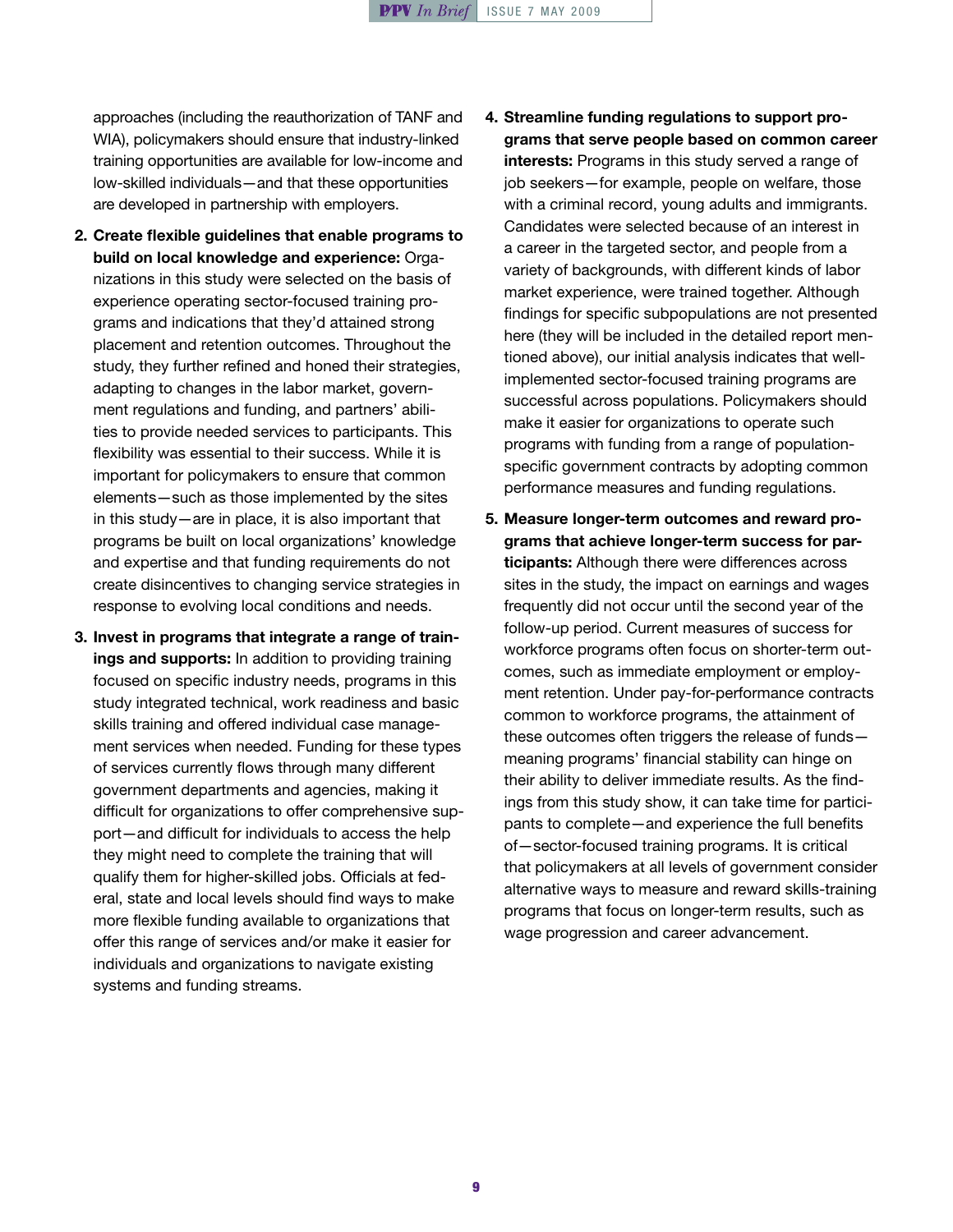approaches (including the reauthorization of TANF and WIA), policymakers should ensure that industry-linked training opportunities are available for low-income and low-skilled individuals—and that these opportunities are developed in partnership with employers.

2. **Create flexible guidelines that enable programs to build on local knowledge and experience:** Organizations in this study were selected on the basis of experience operating sector-focused training programs and indications that they'd attained strong placement and retention outcomes. Throughout the study, they further refined and honed their strategies, adapting to changes in the labor market, government regulations and funding, and partners' abilities to provide needed services to participants. This flexibility was essential to their success. While it is important for policymakers to ensure that common elements—such as those implemented by the sites in this study—are in place, it is also important that programs be built on local organizations' knowledge and expertise and that funding requirements do not create disincentives to changing service strategies in response to evolving local conditions and needs.

3. **Invest in programs that integrate a range of trainings and supports:** In addition to providing training focused on specific industry needs, programs in this study integrated technical, work readiness and basic skills training and offered individual case management services when needed. Funding for these types of services currently flows through many different government departments and agencies, making it difficult for organizations to offer comprehensive support—and difficult for individuals to access the help they might need to complete the training that will qualify them for higher-skilled jobs. Officials at federal, state and local levels should find ways to make more flexible funding available to organizations that offer this range of services and/or make it easier for individuals and organizations to navigate existing systems and funding streams.

4. **Streamline funding regulations to support programs that serve people based on common career interests:** Programs in this study served a range of job seekers—for example, people on welfare, those with a criminal record, young adults and immigrants. Candidates were selected because of an interest in a career in the targeted sector, and people from a variety of backgrounds, with different kinds of labor market experience, were trained together. Although findings for specific subpopulations are not presented here (they will be included in the detailed report mentioned above), our initial analysis indicates that well-implemented sector-focused training programs are successful across populations. Policymakers should make it easier for organizations to operate such programs with funding from a range of population-specific government contracts by adopting common performance measures and funding regulations.

5. **Measure longer-term outcomes and reward programs that achieve longer-term success for participants:** Although there were differences across sites in the study, the impact on earnings and wages frequently did not occur until the second year of the follow-up period. Current measures of success for workforce programs often focus on shorter-term outcomes, such as immediate employment or employment retention. Under pay-for-performance contracts common to workforce programs, the attainment of these outcomes often triggers the release of funds—meaning programs' financial stability can hinge on their ability to deliver immediate results. As the findings from this study show, it can take time for participants to complete—and experience the full benefits of—sector-focused training programs. It is critical that policymakers at all levels of government consider alternative ways to measure and reward skills-training programs that focus on longer-term results, such as wage progression and career advancement.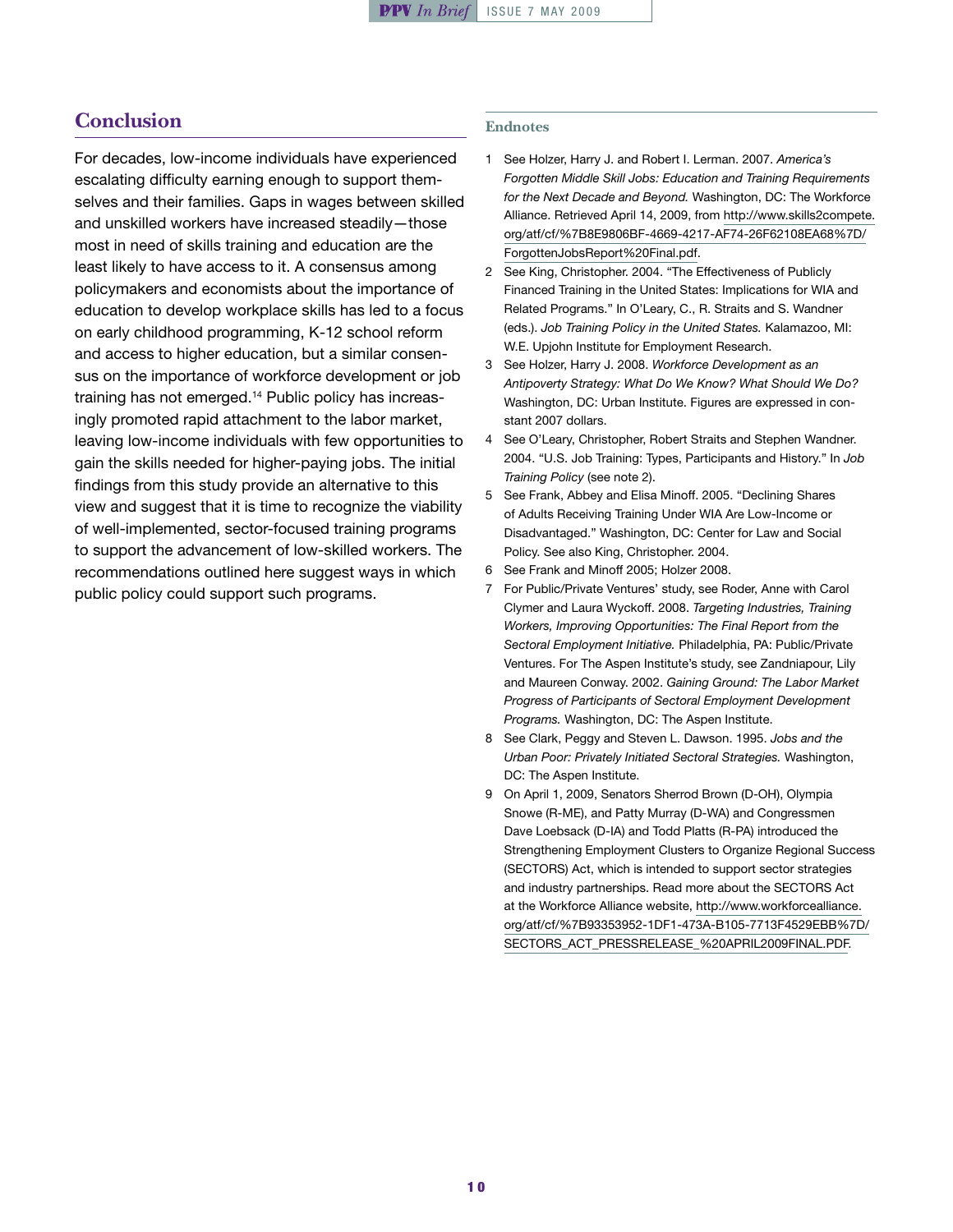## Conclusion

For decades, low-income individuals have experienced escalating difficulty earning enough to support themselves and their families. Gaps in wages between skilled and unskilled workers have increased steadily—those most in need of skills training and education are the least likely to have access to it. A consensus among policymakers and economists about the importance of education to develop workplace skills has led to a focus on early childhood programming, K-12 school reform and access to higher education, but a similar consensus on the importance of workforce development or job training has not emerged.[14] Public policy has increasingly promoted rapid attachment to the labor market, leaving low-income individuals with few opportunities to gain the skills needed for higher-paying jobs. The initial findings from this study provide an alternative to this view and suggest that it is time to recognize the viability of well-implemented, sector-focused training programs to support the advancement of low-skilled workers. The recommendations outlined here suggest ways in which public policy could support such programs.

### Endnotes

1. See Holzer, Harry J. and Robert I. Lerman. 2007. *America's Forgotten Middle Skill Jobs: Education and Training Requirements for the Next Decade and Beyond.* Washington, DC: The Workforce Alliance. Retrieved April 14, 2009, from http://www.skills2compete.org/atf/cf/%7B8E9806BF-4669-4217-AF74-26F62108EA68%7D/ForgottenJobsReport%20Final.pdf.
2. See King, Christopher. 2004. "The Effectiveness of Publicly Financed Training in the United States: Implications for WIA and Related Programs." In O'Leary, C., R. Straits and S. Wandner (eds.). *Job Training Policy in the United States.* Kalamazoo, MI: W.E. Upjohn Institute for Employment Research.
3. See Holzer, Harry J. 2008. *Workforce Development as an Antipoverty Strategy: What Do We Know? What Should We Do?* Washington, DC: Urban Institute. Figures are expressed in constant 2007 dollars.
4. See O'Leary, Christopher, Robert Straits and Stephen Wandner. 2004. "U.S. Job Training: Types, Participants and History." In *Job Training Policy* (see note 2).
5. See Frank, Abbey and Elisa Minoff. 2005. "Declining Shares of Adults Receiving Training Under WIA Are Low-Income or Disadvantaged." Washington, DC: Center for Law and Social Policy. See also King, Christopher. 2004.
6. See Frank and Minoff 2005; Holzer 2008.
7. For Public/Private Ventures' study, see Roder, Anne with Carol Clymer and Laura Wyckoff. 2008. *Targeting Industries, Training Workers, Improving Opportunities: The Final Report from the Sectoral Employment Initiative.* Philadelphia, PA: Public/Private Ventures. For The Aspen Institute's study, see Zandniapour, Lily and Maureen Conway. 2002. *Gaining Ground: The Labor Market Progress of Participants of Sectoral Employment Development Programs.* Washington, DC: The Aspen Institute.
8. See Clark, Peggy and Steven L. Dawson. 1995. *Jobs and the Urban Poor: Privately Initiated Sectoral Strategies.* Washington, DC: The Aspen Institute.
9. On April 1, 2009, Senators Sherrod Brown (D-OH), Olympia Snowe (R-ME), and Patty Murray (D-WA) and Congressmen Dave Loebsack (D-IA) and Todd Platts (R-PA) introduced the Strengthening Employment Clusters to Organize Regional Success (SECTORS) Act, which is intended to support sector strategies and industry partnerships. Read more about the SECTORS Act at the Workforce Alliance website, http://www.workforcealliance.org/atf/cf/%7B93353952-1DF1-473A-B105-7713F4529EBB%7D/SECTORS_ACT_PRESSRELEASE_%20APRIL2009FINAL.PDF.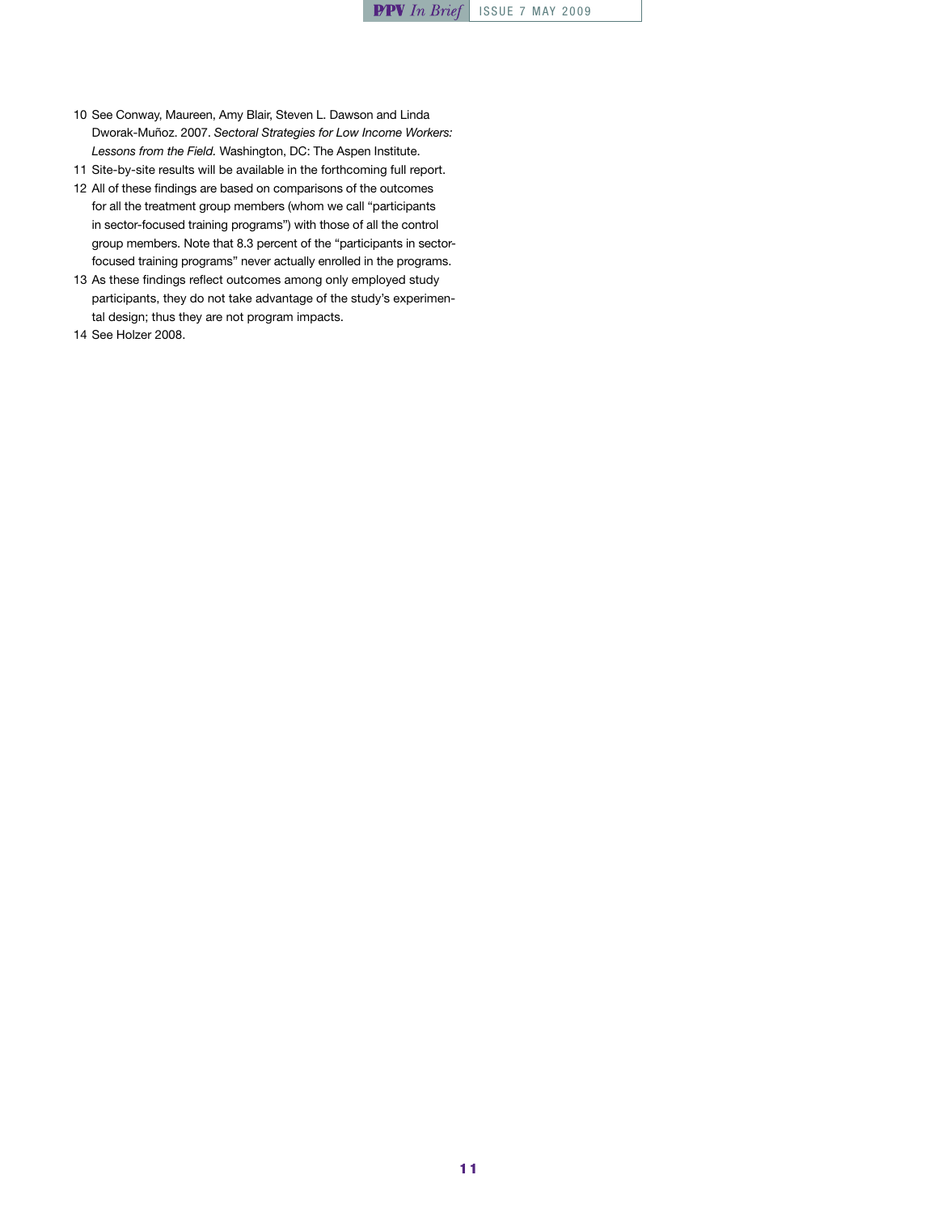10 See Conway, Maureen, Amy Blair, Steven L. Dawson and Linda Dworak-Muñoz. 2007. *Sectoral Strategies for Low Income Workers: Lessons from the Field.* Washington, DC: The Aspen Institute.

11 Site-by-site results will be available in the forthcoming full report.

12 All of these findings are based on comparisons of the outcomes for all the treatment group members (whom we call "participants in sector-focused training programs") with those of all the control group members. Note that 8.3 percent of the "participants in sector-focused training programs" never actually enrolled in the programs.

13 As these findings reflect outcomes among only employed study participants, they do not take advantage of the study's experimental design; thus they are not program impacts.

14 See Holzer 2008.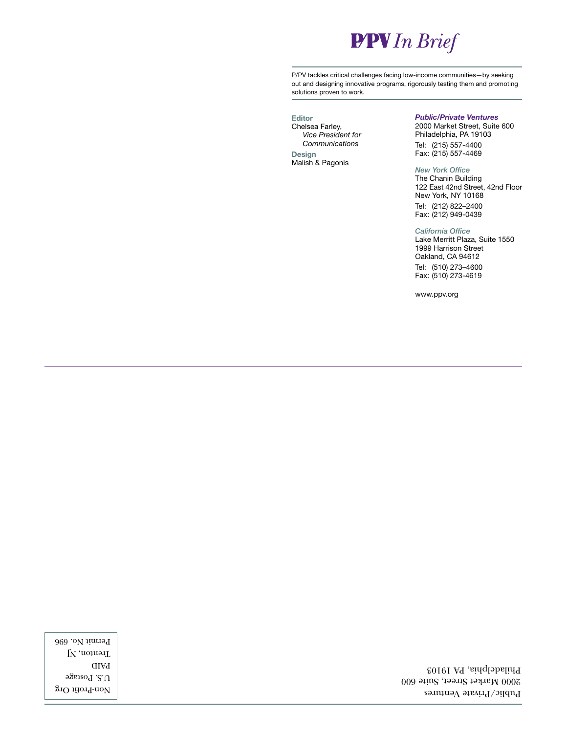# P/PV *In Brief*

P/PV tackles critical challenges facing low-income communities—by seeking out and designing innovative programs, rigorously testing them and promoting solutions proven to work.

**Editor**
Chelsea Farley,
*Vice President for Communications*

**Design**
Malish & Pagonis

***Public/Private Ventures***
2000 Market Street, Suite 600
Philadelphia, PA 19103
Tel: (215) 557-4400
Fax: (215) 557-4469

*New York Office*
The Chanin Building
122 East 42nd Street, 42nd Floor
New York, NY 10168
Tel: (212) 822–2400
Fax: (212) 949-0439

*California Office*
Lake Merritt Plaza, Suite 1550
1999 Harrison Street
Oakland, CA 94612
Tel: (510) 273–4600
Fax: (510) 273-4619

www.ppv.org

Public/Private Ventures
2000 Market Street, Suite 600
Philadelphia, PA 19103

Non-Profit Org
U.S. Postage
PAID
Trenton, NJ
Permit No. 696